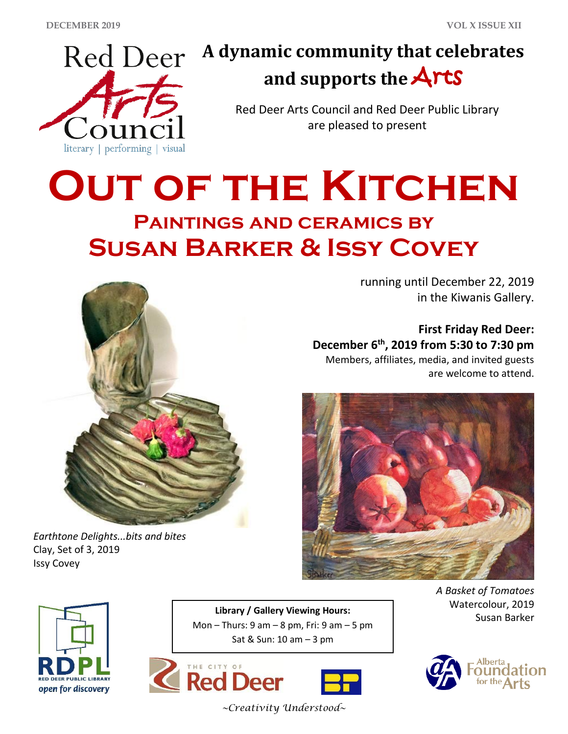DECEMBER 2019 VOL X ISSUE XII

Red Deer Arts Council

literary | performing | visual

# A dynamic community that celebrates and supports the Arts

Red Deer Arts Council and Red Deer Public Library are pleased to present

# Out of the Kitchen

## Paintings and ceramics by
## Susan Barker & Issy Covey

running until December 22, 2019 in the Kiwanis Gallery.

**First Friday Red Deer:**
**December 6th, 2019 from 5:30 to 7:30 pm**

Members, affiliates, media, and invited guests are welcome to attend.

*Earthtone Delights...bits and bites*
Clay, Set of 3, 2019
Issy Covey

*A Basket of Tomatoes*
Watercolour, 2019
Susan Barker

**Library / Gallery Viewing Hours:**
Mon – Thurs: 9 am – 8 pm, Fri: 9 am – 5 pm
Sat & Sun: 10 am – 3 pm

RDPL
RED DEER PUBLIC LIBRARY
open for discovery

The City of Red Deer

Alberta Foundation for the Arts

*~Creativity Understood~*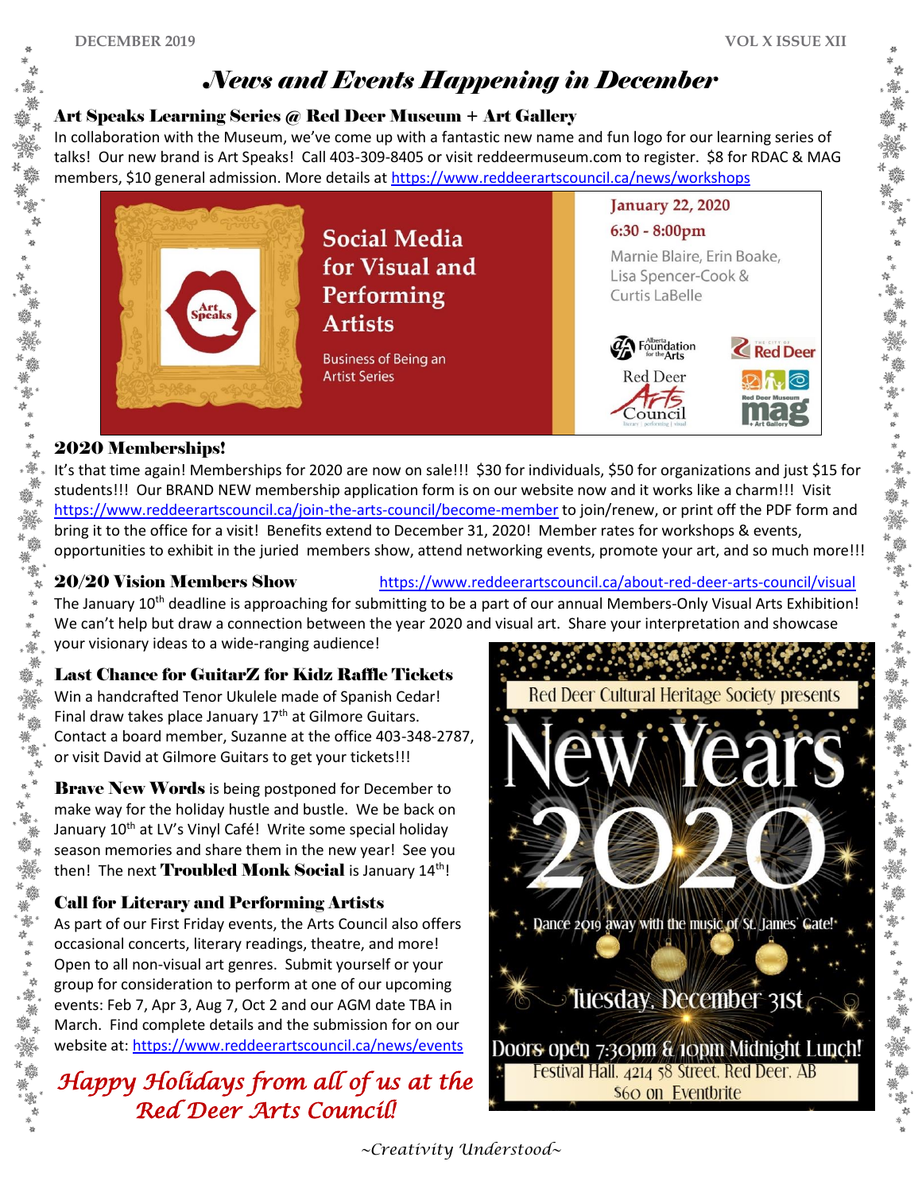# *News and Events Happening in December*

## Art Speaks Learning Series @ Red Deer Museum + Art Gallery

In collaboration with the Museum, we've come up with a fantastic new name and fun logo for our learning series of talks! Our new brand is Art Speaks! Call 403-309-8405 or visit reddeermuseum.com to register. $8 for RDAC & MAG members, $10 general admission. More details at https://www.reddeerartscouncil.ca/news/workshops

Art Speaks

**Social Media for Visual and Performing Artists**

Business of Being an Artist Series

January 22, 2020

6:30 - 8:00pm

Marnie Blaire, Erin Boake, Lisa Spencer-Cook & Curtis LaBelle

Alberta Foundation for the Arts | The City of Red Deer | Red Deer Arts Council | Red Deer Museum + Art Gallery mag

## 2020 Memberships!

It's that time again! Memberships for 2020 are now on sale!!! $30 for individuals, $50 for organizations and just $15 for students!!! Our BRAND NEW membership application form is on our website now and it works like a charm!!! Visit https://www.reddeerartscouncil.ca/join-the-arts-council/become-member to join/renew, or print off the PDF form and bring it to the office for a visit! Benefits extend to December 31, 2020! Member rates for workshops & events, opportunities to exhibit in the juried members show, attend networking events, promote your art, and so much more!!!

## 20/20 Vision Members Show

https://www.reddeerartscouncil.ca/about-red-deer-arts-council/visual

The January 10th deadline is approaching for submitting to be a part of our annual Members-Only Visual Arts Exhibition! We can't help but draw a connection between the year 2020 and visual art. Share your interpretation and showcase your visionary ideas to a wide-ranging audience!

## Last Chance for GuitarZ for Kidz Raffle Tickets

Win a handcrafted Tenor Ukulele made of Spanish Cedar! Final draw takes place January 17th at Gilmore Guitars. Contact a board member, Suzanne at the office 403-348-2787, or visit David at Gilmore Guitars to get your tickets!!!

**Brave New Words** is being postponed for December to make way for the holiday hustle and bustle. We be back on January 10th at LV's Vinyl Café! Write some special holiday season memories and share them in the new year! See you then! The next **Troubled Monk Social** is January 14th!

## Call for Literary and Performing Artists

As part of our First Friday events, the Arts Council also offers occasional concerts, literary readings, theatre, and more! Open to all non-visual art genres. Submit yourself or your group for consideration to perform at one of our upcoming events: Feb 7, Apr 3, Aug 7, Oct 2 and our AGM date TBA in March. Find complete details and the submission for on our website at: https://www.reddeerartscouncil.ca/news/events

Red Deer Cultural Heritage Society presents

**New Years 2020**

Dance 2019 away with the music of St. James' Gate!

Tuesday, December 31st

Doors open 7:30pm & 10pm Midnight Lunch!

Festival Hall, 4214 58 Street, Red Deer, AB

$60 on Eventbrite

*Happy Holidays from all of us at the Red Deer Arts Council!*

*~Creativity Understood~*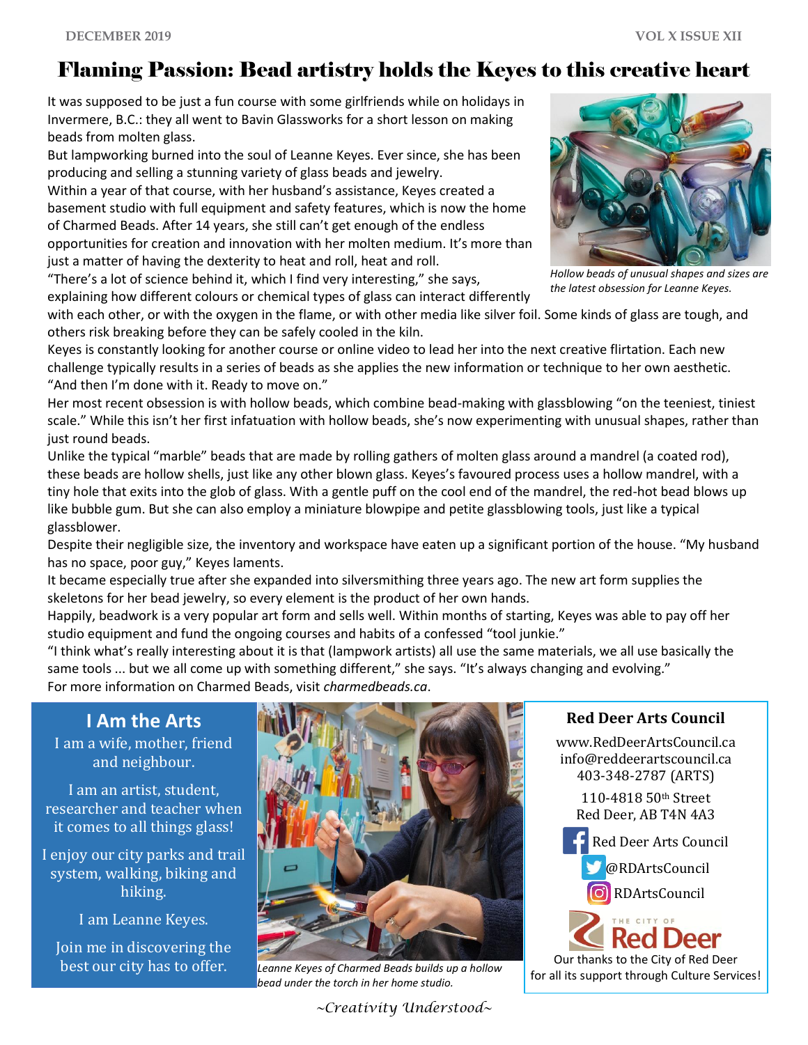# Flaming Passion: Bead artistry holds the Keyes to this creative heart

It was supposed to be just a fun course with some girlfriends while on holidays in Invermere, B.C.: they all went to Bavin Glassworks for a short lesson on making beads from molten glass.

But lampworking burned into the soul of Leanne Keyes. Ever since, she has been producing and selling a stunning variety of glass beads and jewelry.

Within a year of that course, with her husband's assistance, Keyes created a basement studio with full equipment and safety features, which is now the home of Charmed Beads. After 14 years, she still can't get enough of the endless opportunities for creation and innovation with her molten medium. It's more than just a matter of having the dexterity to heat and roll, heat and roll.

*Hollow beads of unusual shapes and sizes are the latest obsession for Leanne Keyes.*

"There's a lot of science behind it, which I find very interesting," she says, explaining how different colours or chemical types of glass can interact differently with each other, or with the oxygen in the flame, or with other media like silver foil. Some kinds of glass are tough, and others risk breaking before they can be safely cooled in the kiln.

Keyes is constantly looking for another course or online video to lead her into the next creative flirtation. Each new challenge typically results in a series of beads as she applies the new information or technique to her own aesthetic. "And then I'm done with it. Ready to move on."

Her most recent obsession is with hollow beads, which combine bead-making with glassblowing "on the teeniest, tiniest scale." While this isn't her first infatuation with hollow beads, she's now experimenting with unusual shapes, rather than just round beads.

Unlike the typical "marble" beads that are made by rolling gathers of molten glass around a mandrel (a coated rod), these beads are hollow shells, just like any other blown glass. Keyes's favoured process uses a hollow mandrel, with a tiny hole that exits into the glob of glass. With a gentle puff on the cool end of the mandrel, the red-hot bead blows up like bubble gum. But she can also employ a miniature blowpipe and petite glassblowing tools, just like a typical glassblower.

Despite their negligible size, the inventory and workspace have eaten up a significant portion of the house. "My husband has no space, poor guy," Keyes laments.

It became especially true after she expanded into silversmithing three years ago. The new art form supplies the skeletons for her bead jewelry, so every element is the product of her own hands.

Happily, beadwork is a very popular art form and sells well. Within months of starting, Keyes was able to pay off her studio equipment and fund the ongoing courses and habits of a confessed "tool junkie."

"I think what's really interesting about it is that (lampwork artists) all use the same materials, we all use basically the same tools ... but we all come up with something different," she says. "It's always changing and evolving."

For more information on Charmed Beads, visit *charmedbeads.ca*.

## I Am the Arts

I am a wife, mother, friend and neighbour.

I am an artist, student, researcher and teacher when it comes to all things glass!

I enjoy our city parks and trail system, walking, biking and hiking.

I am Leanne Keyes.

Join me in discovering the best our city has to offer.

*Leanne Keyes of Charmed Beads builds up a hollow bead under the torch in her home studio.*

**Red Deer Arts Council**

www.RedDeerArtsCouncil.ca
info@reddeerartscouncil.ca
403-348-2787 (ARTS)

110-4818 50th Street
Red Deer, AB T4N 4A3

Red Deer Arts Council
@RDArtsCouncil
RDArtsCouncil

THE CITY OF Red Deer

Our thanks to the City of Red Deer for all its support through Culture Services!

~Creativity Understood~